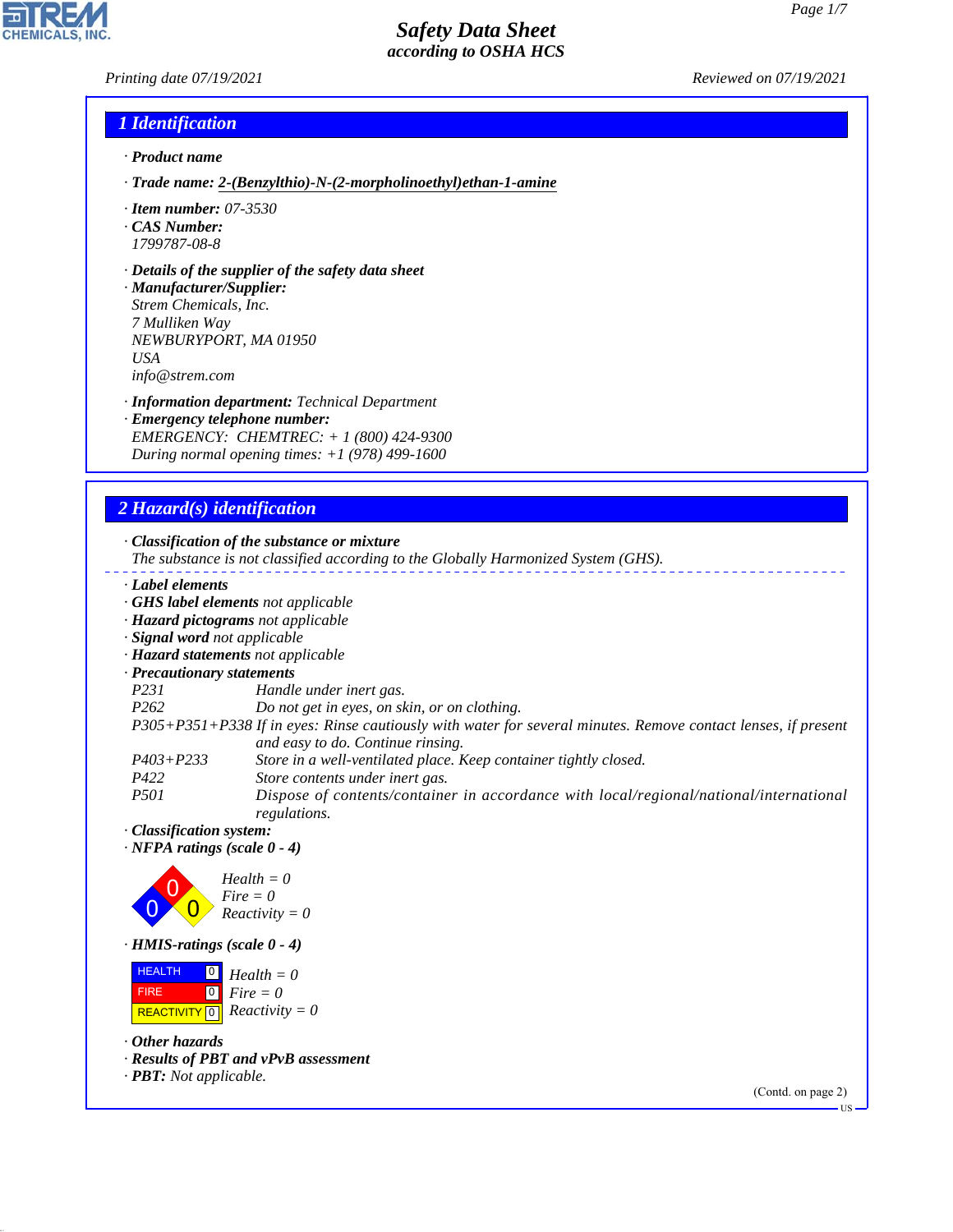# Safety Data Sheet
*according to OSHA HCS*

Printing date 07/19/2021 Reviewed on 07/19/2021

## 1 Identification

· **Product name**

· **Trade name: 2-(Benzylthio)-N-(2-morpholinoethyl)ethan-1-amine**

· **Item number:** 07-3530
· **CAS Number:**
1799787-08-8

· **Details of the supplier of the safety data sheet**
· **Manufacturer/Supplier:**
Strem Chemicals, Inc.
7 Mulliken Way
NEWBURYPORT, MA 01950
USA
info@strem.com

· **Information department:** Technical Department
· **Emergency telephone number:**
EMERGENCY: CHEMTREC: + 1 (800) 424-9300
During normal opening times: +1 (978) 499-1600

## 2 Hazard(s) identification

· **Classification of the substance or mixture**
The substance is not classified according to the Globally Harmonized System (GHS).

· **Label elements**
· **GHS label elements** not applicable
· **Hazard pictograms** not applicable
· **Signal word** not applicable
· **Hazard statements** not applicable
· **Precautionary statements**

| | |
|---|---|
| P231 | Handle under inert gas. |
| P262 | Do not get in eyes, on skin, or on clothing. |
| P305+P351+P338 | If in eyes: Rinse cautiously with water for several minutes. Remove contact lenses, if present and easy to do. Continue rinsing. |
| P403+P233 | Store in a well-ventilated place. Keep container tightly closed. |
| P422 | Store contents under inert gas. |
| P501 | Dispose of contents/container in accordance with local/regional/national/international regulations. |

· **Classification system:**
· **NFPA ratings (scale 0 - 4)**

Health = 0
Fire = 0
Reactivity = 0

· **HMIS-ratings (scale 0 - 4)**

| | |
|---|---|
| HEALTH | 0 |
| FIRE | 0 |
| REACTIVITY | 0 |

Health = 0
Fire = 0
Reactivity = 0

· **Other hazards**
· **Results of PBT and vPvB assessment**
· **PBT:** Not applicable.

(Contd. on page 2)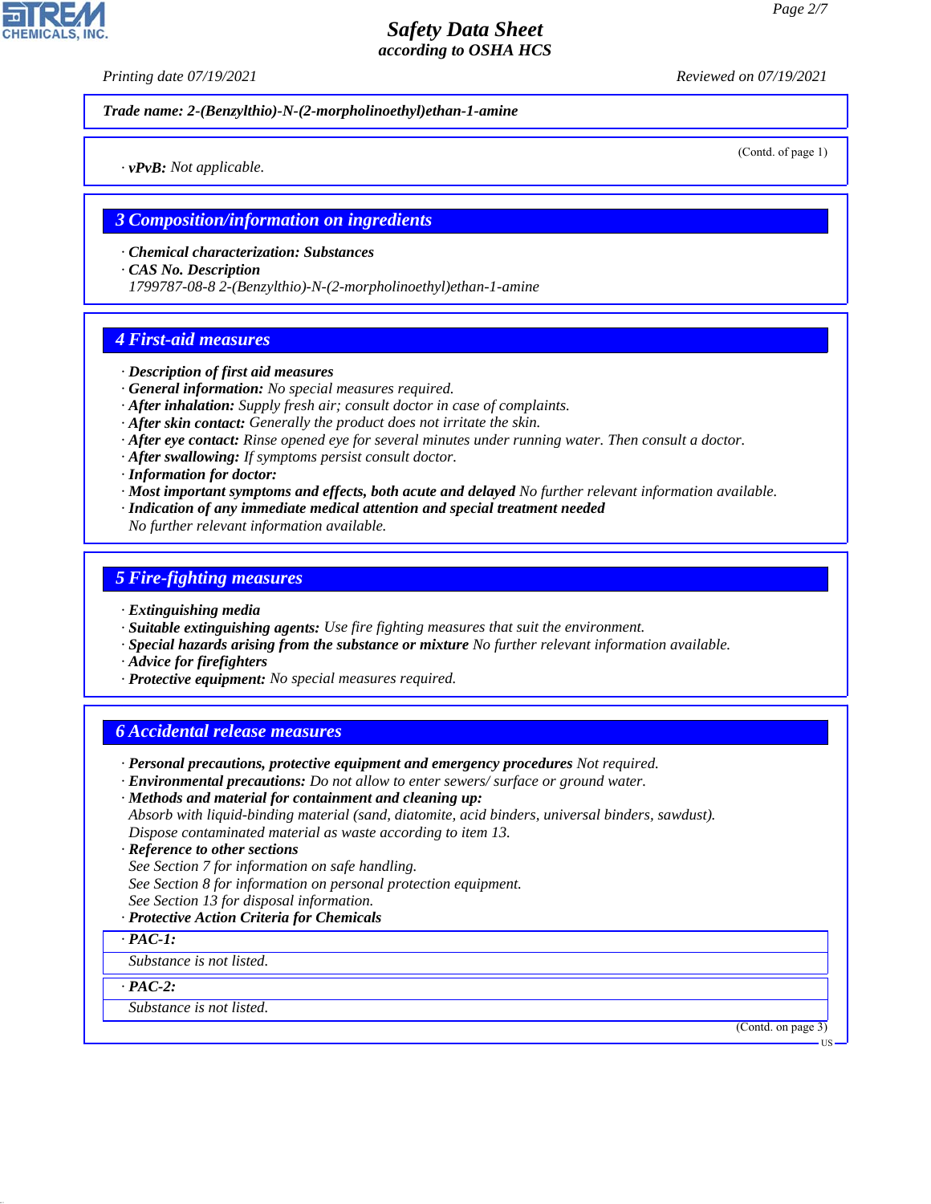*Trade name: 2-(Benzylthio)-N-(2-morpholinoethyl)ethan-1-amine*

(Contd. of page 1)

· ***vPvB:*** *Not applicable.*

## 3 Composition/information on ingredients

· ***Chemical characterization: Substances***
· ***CAS No. Description***
*1799787-08-8 2-(Benzylthio)-N-(2-morpholinoethyl)ethan-1-amine*

## 4 First-aid measures

· ***Description of first aid measures***
· ***General information:*** *No special measures required.*
· ***After inhalation:*** *Supply fresh air; consult doctor in case of complaints.*
· ***After skin contact:*** *Generally the product does not irritate the skin.*
· ***After eye contact:*** *Rinse opened eye for several minutes under running water. Then consult a doctor.*
· ***After swallowing:*** *If symptoms persist consult doctor.*
· ***Information for doctor:***
· ***Most important symptoms and effects, both acute and delayed*** *No further relevant information available.*
· ***Indication of any immediate medical attention and special treatment needed***
*No further relevant information available.*

## 5 Fire-fighting measures

· ***Extinguishing media***
· ***Suitable extinguishing agents:*** *Use fire fighting measures that suit the environment.*
· ***Special hazards arising from the substance or mixture*** *No further relevant information available.*
· ***Advice for firefighters***
· ***Protective equipment:*** *No special measures required.*

## 6 Accidental release measures

· ***Personal precautions, protective equipment and emergency procedures*** *Not required.*
· ***Environmental precautions:*** *Do not allow to enter sewers/ surface or ground water.*
· ***Methods and material for containment and cleaning up:***
*Absorb with liquid-binding material (sand, diatomite, acid binders, universal binders, sawdust).*
*Dispose contaminated material as waste according to item 13.*
· ***Reference to other sections***
*See Section 7 for information on safe handling.*
*See Section 8 for information on personal protection equipment.*
*See Section 13 for disposal information.*
· ***Protective Action Criteria for Chemicals***

· ***PAC-1:***
*Substance is not listed.*

· ***PAC-2:***
*Substance is not listed.*

(Contd. on page 3)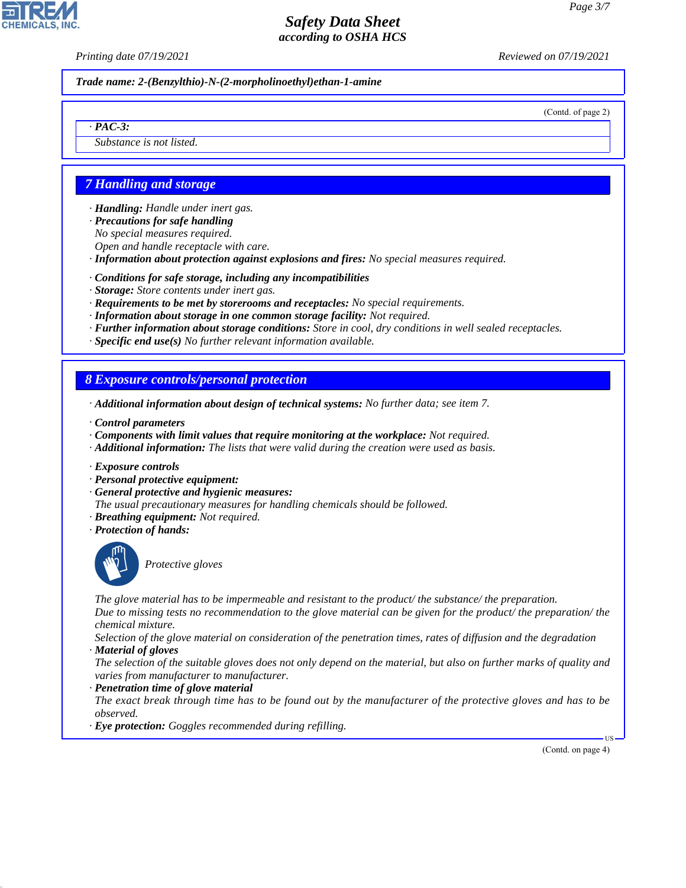**Trade name: 2-(Benzylthio)-N-(2-morpholinoethyl)ethan-1-amine**

(Contd. of page 2)

· **PAC-3:**

Substance is not listed.

## 7 Handling and storage

· **Handling:** Handle under inert gas.
· **Precautions for safe handling**
No special measures required.
Open and handle receptacle with care.
· **Information about protection against explosions and fires:** No special measures required.

· **Conditions for safe storage, including any incompatibilities**
· **Storage:** Store contents under inert gas.
· **Requirements to be met by storerooms and receptacles:** No special requirements.
· **Information about storage in one common storage facility:** Not required.
· **Further information about storage conditions:** Store in cool, dry conditions in well sealed receptacles.
· **Specific end use(s)** No further relevant information available.

## 8 Exposure controls/personal protection

· **Additional information about design of technical systems:** No further data; see item 7.

· **Control parameters**
· **Components with limit values that require monitoring at the workplace:** Not required.
· **Additional information:** The lists that were valid during the creation were used as basis.

· **Exposure controls**
· **Personal protective equipment:**
· **General protective and hygienic measures:**
The usual precautionary measures for handling chemicals should be followed.
· **Breathing equipment:** Not required.
· **Protection of hands:**

Protective gloves

The glove material has to be impermeable and resistant to the product/ the substance/ the preparation.
Due to missing tests no recommendation to the glove material can be given for the product/ the preparation/ the chemical mixture.
Selection of the glove material on consideration of the penetration times, rates of diffusion and the degradation
· **Material of gloves**
The selection of the suitable gloves does not only depend on the material, but also on further marks of quality and varies from manufacturer to manufacturer.
· **Penetration time of glove material**
The exact break through time has to be found out by the manufacturer of the protective gloves and has to be observed.
· **Eye protection:** Goggles recommended during refilling.

(Contd. on page 4)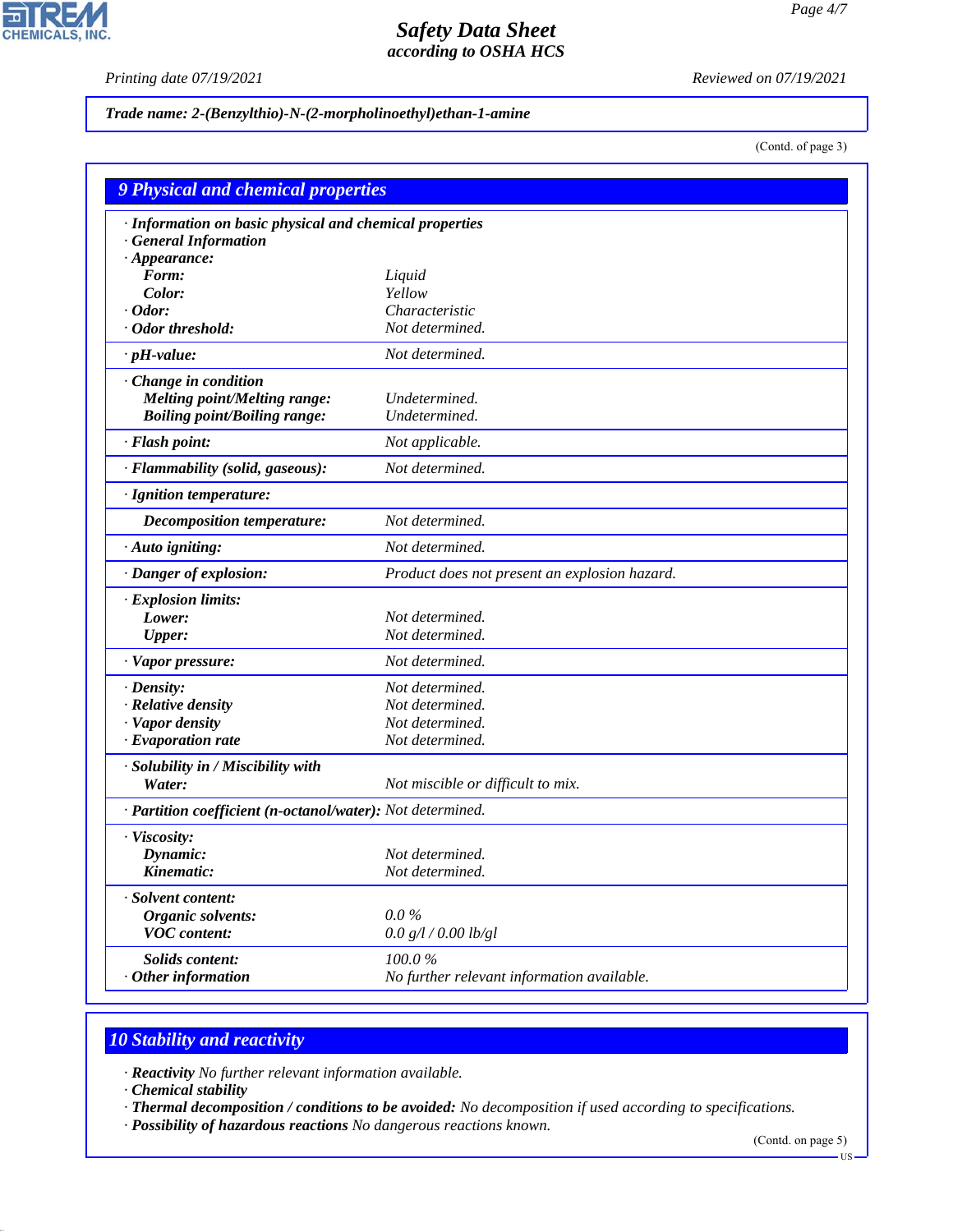Trade name: 2-(Benzylthio)-N-(2-morpholinoethyl)ethan-1-amine

(Contd. of page 3)

## 9 Physical and chemical properties

| Property | Value |
|---|---|
| · **Information on basic physical and chemical properties** | |
| · **General Information** | |
| · **Appearance:** | |
| **Form:** | Liquid |
| **Color:** | Yellow |
| · **Odor:** | Characteristic |
| · **Odor threshold:** | Not determined. |
| · **pH-value:** | Not determined. |
| · **Change in condition** | |
| **Melting point/Melting range:** | Undetermined. |
| **Boiling point/Boiling range:** | Undetermined. |
| · **Flash point:** | Not applicable. |
| · **Flammability (solid, gaseous):** | Not determined. |
| · **Ignition temperature:** | |
| **Decomposition temperature:** | Not determined. |
| · **Auto igniting:** | Not determined. |
| · **Danger of explosion:** | Product does not present an explosion hazard. |
| · **Explosion limits:** | |
| **Lower:** | Not determined. |
| **Upper:** | Not determined. |
| · **Vapor pressure:** | Not determined. |
| · **Density:** | Not determined. |
| · **Relative density** | Not determined. |
| · **Vapor density** | Not determined. |
| · **Evaporation rate** | Not determined. |
| · **Solubility in / Miscibility with** | |
| **Water:** | Not miscible or difficult to mix. |
| · **Partition coefficient (n-octanol/water):** | Not determined. |
| · **Viscosity:** | |
| **Dynamic:** | Not determined. |
| **Kinematic:** | Not determined. |
| · **Solvent content:** | |
| **Organic solvents:** | 0.0 % |
| **VOC content:** | 0.0 g/l / 0.00 lb/gl |
| **Solids content:** | 100.0 % |
| · **Other information** | No further relevant information available. |

## 10 Stability and reactivity

· **Reactivity** No further relevant information available.
· **Chemical stability**
· **Thermal decomposition / conditions to be avoided:** No decomposition if used according to specifications.
· **Possibility of hazardous reactions** No dangerous reactions known.

(Contd. on page 5)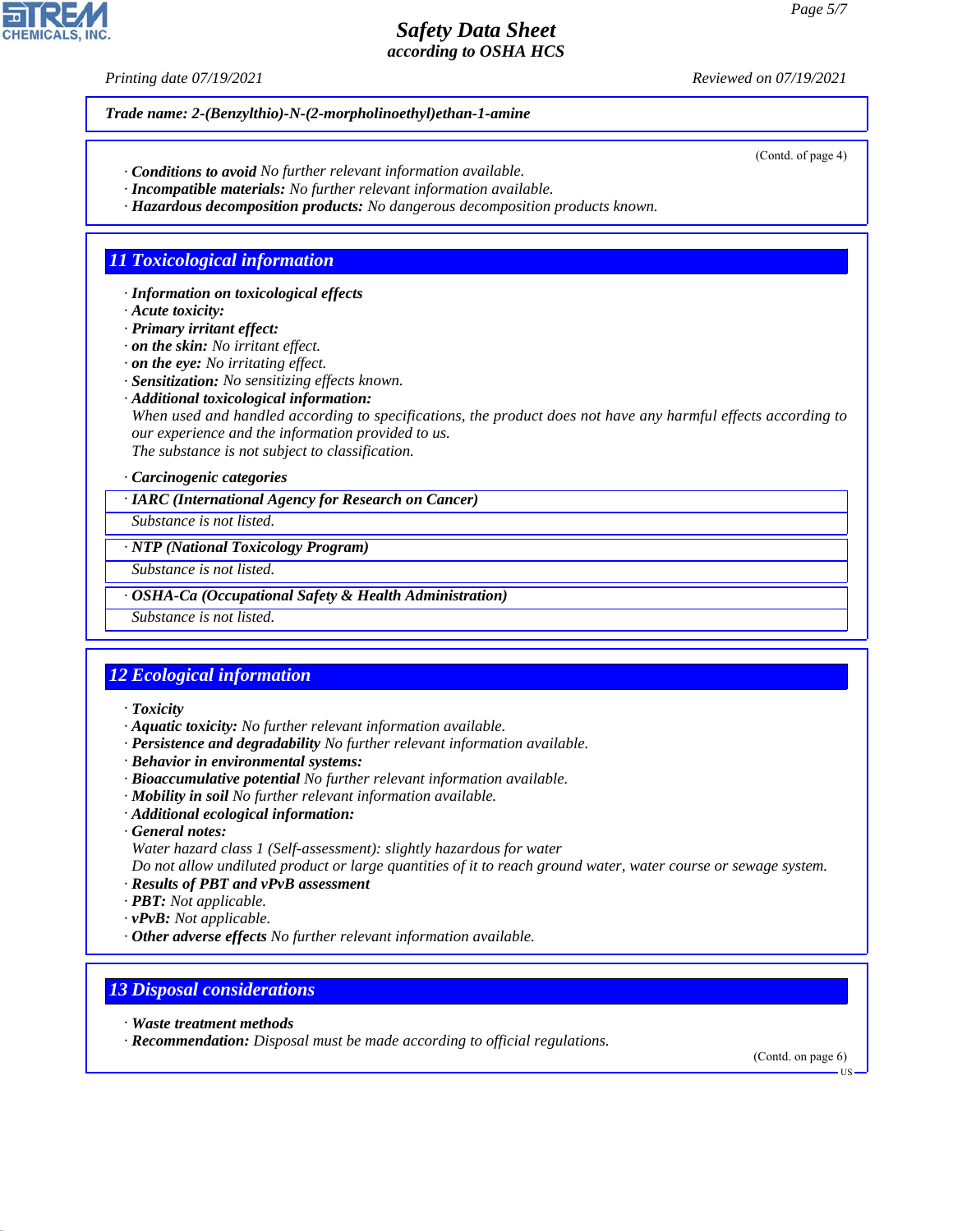**Trade name: 2-(Benzylthio)-N-(2-morpholinoethyl)ethan-1-amine**

(Contd. of page 4)

· **Conditions to avoid** No further relevant information available.
· **Incompatible materials:** No further relevant information available.
· **Hazardous decomposition products:** No dangerous decomposition products known.

## 11 Toxicological information

· **Information on toxicological effects**
· **Acute toxicity:**
· **Primary irritant effect:**
· **on the skin:** No irritant effect.
· **on the eye:** No irritating effect.
· **Sensitization:** No sensitizing effects known.
· **Additional toxicological information:**
When used and handled according to specifications, the product does not have any harmful effects according to our experience and the information provided to us.
The substance is not subject to classification.

· **Carcinogenic categories**

| · IARC (International Agency for Research on Cancer) |
|---|
| Substance is not listed. |

| · NTP (National Toxicology Program) |
|---|
| Substance is not listed. |

| · OSHA-Ca (Occupational Safety & Health Administration) |
|---|
| Substance is not listed. |

## 12 Ecological information

· **Toxicity**
· **Aquatic toxicity:** No further relevant information available.
· **Persistence and degradability** No further relevant information available.
· **Behavior in environmental systems:**
· **Bioaccumulative potential** No further relevant information available.
· **Mobility in soil** No further relevant information available.
· **Additional ecological information:**
· **General notes:**
Water hazard class 1 (Self-assessment): slightly hazardous for water
Do not allow undiluted product or large quantities of it to reach ground water, water course or sewage system.
· **Results of PBT and vPvB assessment**
· **PBT:** Not applicable.
· **vPvB:** Not applicable.
· **Other adverse effects** No further relevant information available.

## 13 Disposal considerations

· **Waste treatment methods**
· **Recommendation:** Disposal must be made according to official regulations.

(Contd. on page 6)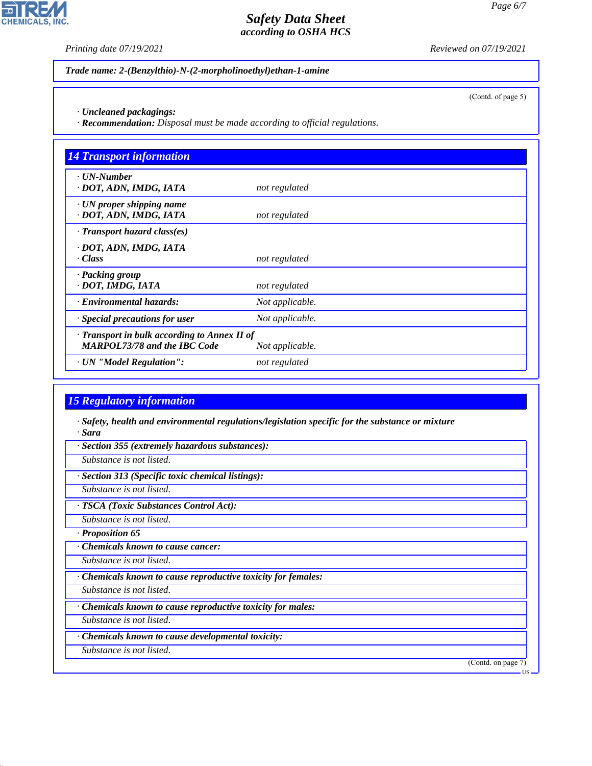**Trade name: 2-(Benzylthio)-N-(2-morpholinoethyl)ethan-1-amine**

(Contd. of page 5)

· **Uncleaned packagings:**
· **Recommendation:** Disposal must be made according to official regulations.

## 14 Transport information

| | |
|---|---|
| · **UN-Number**<br>· **DOT, ADN, IMDG, IATA** | not regulated |
| · **UN proper shipping name**<br>· **DOT, ADN, IMDG, IATA** | not regulated |
| · **Transport hazard class(es)**<br>· **DOT, ADN, IMDG, IATA**<br>· **Class** | not regulated |
| · **Packing group**<br>· **DOT, IMDG, IATA** | not regulated |
| · **Environmental hazards:** | Not applicable. |
| · **Special precautions for user** | Not applicable. |
| · **Transport in bulk according to Annex II of MARPOL73/78 and the IBC Code** | Not applicable. |
| · **UN "Model Regulation":** | not regulated |

## 15 Regulatory information

· **Safety, health and environmental regulations/legislation specific for the substance or mixture**
· **Sara**

· **Section 355 (extremely hazardous substances):**
Substance is not listed.

· **Section 313 (Specific toxic chemical listings):**
Substance is not listed.

· **TSCA (Toxic Substances Control Act):**
Substance is not listed.

· **Proposition 65**

· **Chemicals known to cause cancer:**
Substance is not listed.

· **Chemicals known to cause reproductive toxicity for females:**
Substance is not listed.

· **Chemicals known to cause reproductive toxicity for males:**
Substance is not listed.

· **Chemicals known to cause developmental toxicity:**
Substance is not listed.

(Contd. on page 7)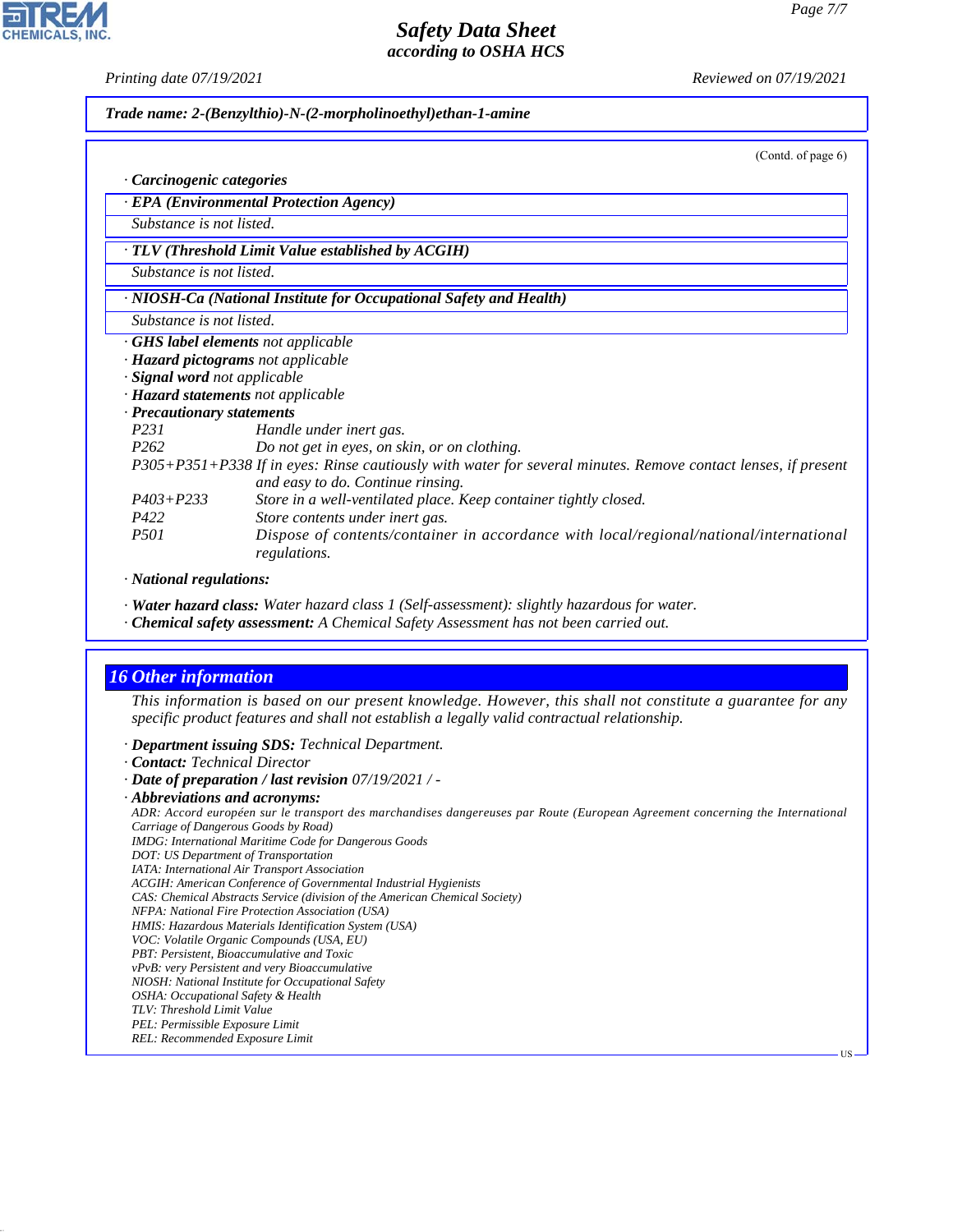Trade name: 2-(Benzylthio)-N-(2-morpholinoethyl)ethan-1-amine

(Contd. of page 6)

· **Carcinogenic categories**

· **EPA (Environmental Protection Agency)**

Substance is not listed.

· **TLV (Threshold Limit Value established by ACGIH)**

Substance is not listed.

· **NIOSH-Ca (National Institute for Occupational Safety and Health)**

Substance is not listed.

· **GHS label elements** not applicable
· **Hazard pictograms** not applicable
· **Signal word** not applicable
· **Hazard statements** not applicable
· **Precautionary statements**

| | |
|---|---|
| P231 | Handle under inert gas. |
| P262 | Do not get in eyes, on skin, or on clothing. |
| P305+P351+P338 | If in eyes: Rinse cautiously with water for several minutes. Remove contact lenses, if present and easy to do. Continue rinsing. |
| P403+P233 | Store in a well-ventilated place. Keep container tightly closed. |
| P422 | Store contents under inert gas. |
| P501 | Dispose of contents/container in accordance with local/regional/national/international regulations. |

· **National regulations:**

· **Water hazard class:** Water hazard class 1 (Self-assessment): slightly hazardous for water.
· **Chemical safety assessment:** A Chemical Safety Assessment has not been carried out.

## 16 Other information

This information is based on our present knowledge. However, this shall not constitute a guarantee for any specific product features and shall not establish a legally valid contractual relationship.

· **Department issuing SDS:** Technical Department.
· **Contact:** Technical Director
· **Date of preparation / last revision** 07/19/2021 / -
· **Abbreviations and acronyms:**

ADR: Accord européen sur le transport des marchandises dangereuses par Route (European Agreement concerning the International Carriage of Dangerous Goods by Road)
IMDG: International Maritime Code for Dangerous Goods
DOT: US Department of Transportation
IATA: International Air Transport Association
ACGIH: American Conference of Governmental Industrial Hygienists
CAS: Chemical Abstracts Service (division of the American Chemical Society)
NFPA: National Fire Protection Association (USA)
HMIS: Hazardous Materials Identification System (USA)
VOC: Volatile Organic Compounds (USA, EU)
PBT: Persistent, Bioaccumulative and Toxic
vPvB: very Persistent and very Bioaccumulative
NIOSH: National Institute for Occupational Safety
OSHA: Occupational Safety & Health
TLV: Threshold Limit Value
PEL: Permissible Exposure Limit
REL: Recommended Exposure Limit